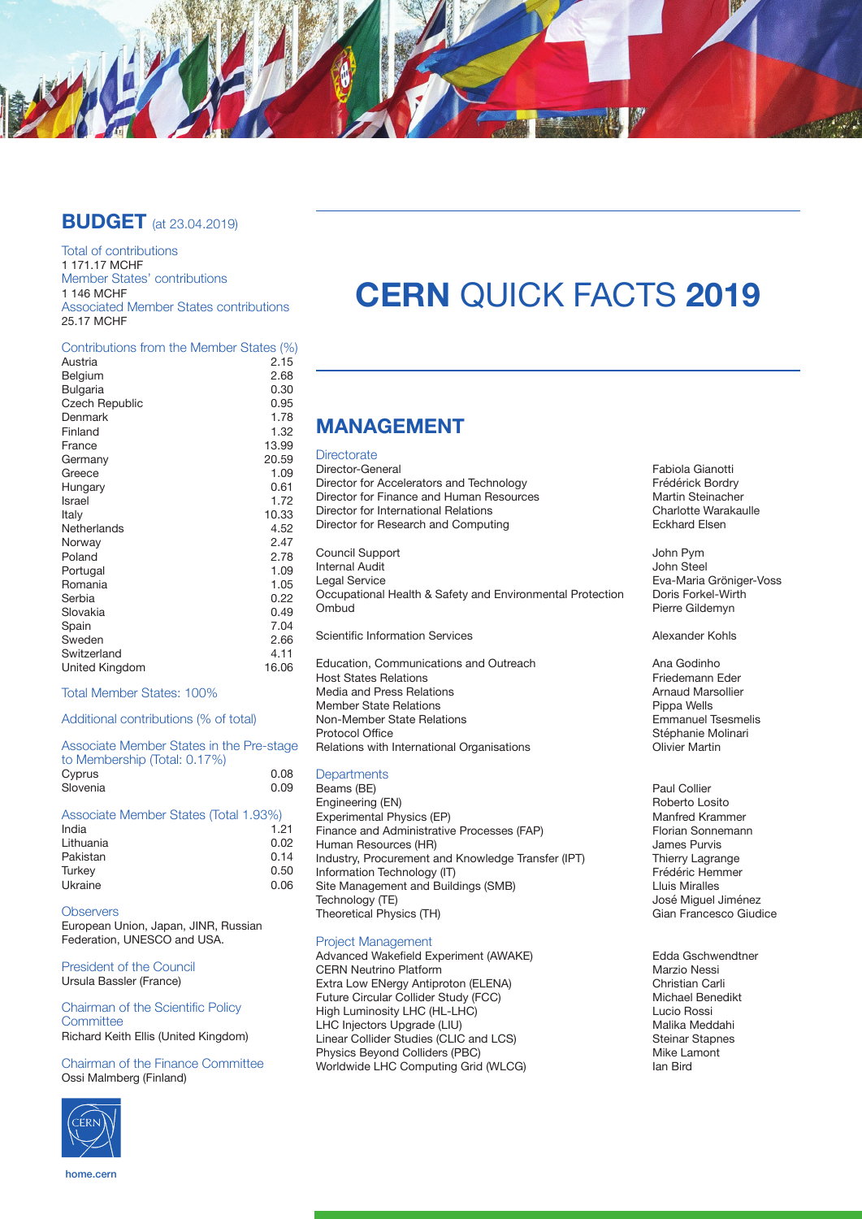# CERN QUICK FACTS 2019

## BUDGET (at 23.04.2019)

Total of contributions
1 171.17 MCHF

Member States' contributions
1 146 MCHF

Associated Member States contributions
25.17 MCHF

| Contributions from the Member States (%) | |
|---|---|
| Austria | 2.15 |
| Belgium | 2.68 |
| Bulgaria | 0.30 |
| Czech Republic | 0.95 |
| Denmark | 1.78 |
| Finland | 1.32 |
| France | 13.99 |
| Germany | 20.59 |
| Greece | 1.09 |
| Hungary | 0.61 |
| Israel | 1.72 |
| Italy | 10.33 |
| Netherlands | 4.52 |
| Norway | 2.47 |
| Poland | 2.78 |
| Portugal | 1.09 |
| Romania | 1.05 |
| Serbia | 0.22 |
| Slovakia | 0.49 |
| Spain | 7.04 |
| Sweden | 2.66 |
| Switzerland | 4.11 |
| United Kingdom | 16.06 |

Total Member States: 100%

Additional contributions (% of total)

| Associate Member States in the Pre-stage to Membership (Total: 0.17%) | |
|---|---|
| Cyprus | 0.08 |
| Slovenia | 0.09 |

| Associate Member States (Total 1.93%) | |
|---|---|
| India | 1.21 |
| Lithuania | 0.02 |
| Pakistan | 0.14 |
| Turkey | 0.50 |
| Ukraine | 0.06 |

Observers
European Union, Japan, JINR, Russian Federation, UNESCO and USA.

President of the Council
Ursula Bassler (France)

Chairman of the Scientific Policy Committee
Richard Keith Ellis (United Kingdom)

Chairman of the Finance Committee
Ossi Malmberg (Finland)

## MANAGEMENT

| Directorate | |
|---|---|
| Director-General | Fabiola Gianotti |
| Director for Accelerators and Technology | Frédérick Bordry |
| Director for Finance and Human Resources | Martin Steinacher |
| Director for International Relations | Charlotte Warakaulle |
| Director for Research and Computing | Eckhard Elsen |
| Council Support | John Pym |
| Internal Audit | John Steel |
| Legal Service | Eva-Maria Gröniger-Voss |
| Occupational Health & Safety and Environmental Protection | Doris Forkel-Wirth |
| Ombud | Pierre Gildemyn |
| Scientific Information Services | Alexander Kohls |
| Education, Communications and Outreach | Ana Godinho |
| Host States Relations | Friedemann Eder |
| Media and Press Relations | Arnaud Marsollier |
| Member State Relations | Pippa Wells |
| Non-Member State Relations | Emmanuel Tsesmelis |
| Protocol Office | Stéphanie Molinari |
| Relations with International Organisations | Olivier Martin |

| Departments | |
|---|---|
| Beams (BE) | Paul Collier |
| Engineering (EN) | Roberto Losito |
| Experimental Physics (EP) | Manfred Krammer |
| Finance and Administrative Processes (FAP) | Florian Sonnemann |
| Human Resources (HR) | James Purvis |
| Industry, Procurement and Knowledge Transfer (IPT) | Thierry Lagrange |
| Information Technology (IT) | Frédéric Hemmer |
| Site Management and Buildings (SMB) | Lluis Miralles |
| Technology (TE) | José Miguel Jiménez |
| Theoretical Physics (TH) | Gian Francesco Giudice |

| Project Management | |
|---|---|
| Advanced Wakefield Experiment (AWAKE) | Edda Gschwendtner |
| CERN Neutrino Platform | Marzio Nessi |
| Extra Low ENergy Antiproton (ELENA) | Christian Carli |
| Future Circular Collider Study (FCC) | Michael Benedikt |
| High Luminosity LHC (HL-LHC) | Lucio Rossi |
| LHC Injectors Upgrade (LIU) | Malika Meddahi |
| Linear Collider Studies (CLIC and LCS) | Steinar Stapnes |
| Physics Beyond Colliders (PBC) | Mike Lamont |
| Worldwide LHC Computing Grid (WLCG) | Ian Bird |

home.cern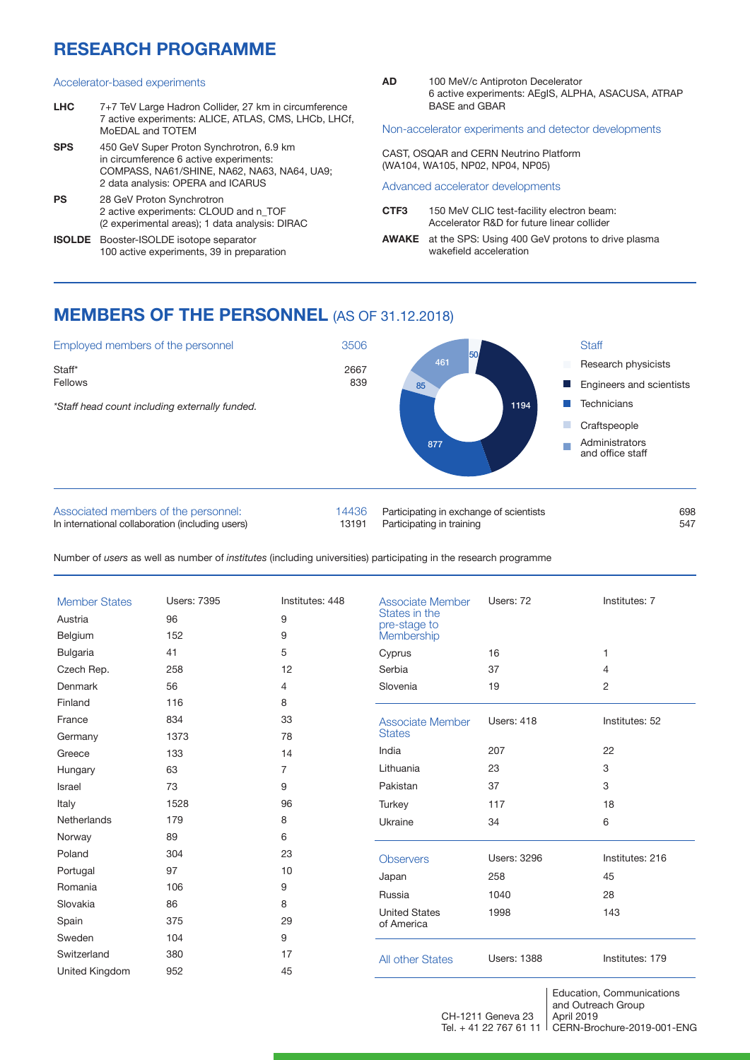# RESEARCH PROGRAMME

## Accelerator-based experiments

**LHC** 7+7 TeV Large Hadron Collider, 27 km in circumference
7 active experiments: ALICE, ATLAS, CMS, LHCb, LHCf, MoEDAL and TOTEM

**SPS** 450 GeV Super Proton Synchrotron, 6.9 km in circumference 6 active experiments: COMPASS, NA61/SHINE, NA62, NA63, NA64, UA9;
2 data analysis: OPERA and ICARUS

**PS** 28 GeV Proton Synchrotron
2 active experiments: CLOUD and n_TOF
(2 experimental areas); 1 data analysis: DIRAC

**ISOLDE** Booster-ISOLDE isotope separator
100 active experiments, 39 in preparation

**AD** 100 MeV/c Antiproton Decelerator
6 active experiments: AEgIS, ALPHA, ASACUSA, ATRAP BASE and GBAR

## Non-accelerator experiments and detector developments

CAST, OSQAR and CERN Neutrino Platform
(WA104, WA105, NP02, NP04, NP05)

## Advanced accelerator developments

**CTF3** 150 MeV CLIC test-facility electron beam:
Accelerator R&D for future linear collider

**AWAKE** at the SPS: Using 400 GeV protons to drive plasma wakefield acceleration

# MEMBERS OF THE PERSONNEL (AS OF 31.12.2018)

| | |
|---|---|
| Employed members of the personnel | 3506 |
| Staff* | 2667 |
| Fellows | 839 |

*Staff head count including externally funded.

Staff
Research physicists 50
Engineers and scientists 1194
Technicians 877
Craftspeople 85
Administrators and office staff 461

| | | | |
|---|---|---|---|
| Associated members of the personnel: | 14436 | Participating in exchange of scientists | 698 |
| In international collaboration (including users) | 13191 | Participating in training | 547 |

Number of *users* as well as number of *institutes* (including universities) participating in the research programme

| Member States | Users: 7395 | Institutes: 448 |
|---|---|---|
| Austria | 96 | 9 |
| Belgium | 152 | 9 |
| Bulgaria | 41 | 5 |
| Czech Rep. | 258 | 12 |
| Denmark | 56 | 4 |
| Finland | 116 | 8 |
| France | 834 | 33 |
| Germany | 1373 | 78 |
| Greece | 133 | 14 |
| Hungary | 63 | 7 |
| Israel | 73 | 9 |
| Italy | 1528 | 96 |
| Netherlands | 179 | 8 |
| Norway | 89 | 6 |
| Poland | 304 | 23 |
| Portugal | 97 | 10 |
| Romania | 106 | 9 |
| Slovakia | 86 | 8 |
| Spain | 375 | 29 |
| Sweden | 104 | 9 |
| Switzerland | 380 | 17 |
| United Kingdom | 952 | 45 |

| Associate Member States in the pre-stage to Membership | Users: 72 | Institutes: 7 |
|---|---|---|
| Cyprus | 16 | 1 |
| Serbia | 37 | 4 |
| Slovenia | 19 | 2 |

| Associate Member States | Users: 418 | Institutes: 52 |
|---|---|---|
| India | 207 | 22 |
| Lithuania | 23 | 3 |
| Pakistan | 37 | 3 |
| Turkey | 117 | 18 |
| Ukraine | 34 | 6 |

| Observers | Users: 3296 | Institutes: 216 |
|---|---|---|
| Japan | 258 | 45 |
| Russia | 1040 | 28 |
| United States of America | 1998 | 143 |

| All other States | Users: 1388 | Institutes: 179 |
|---|---|---|

CH-1211 Geneva 23
Tel. + 41 22 767 61 11

Education, Communications and Outreach Group
April 2019
CERN-Brochure-2019-001-ENG